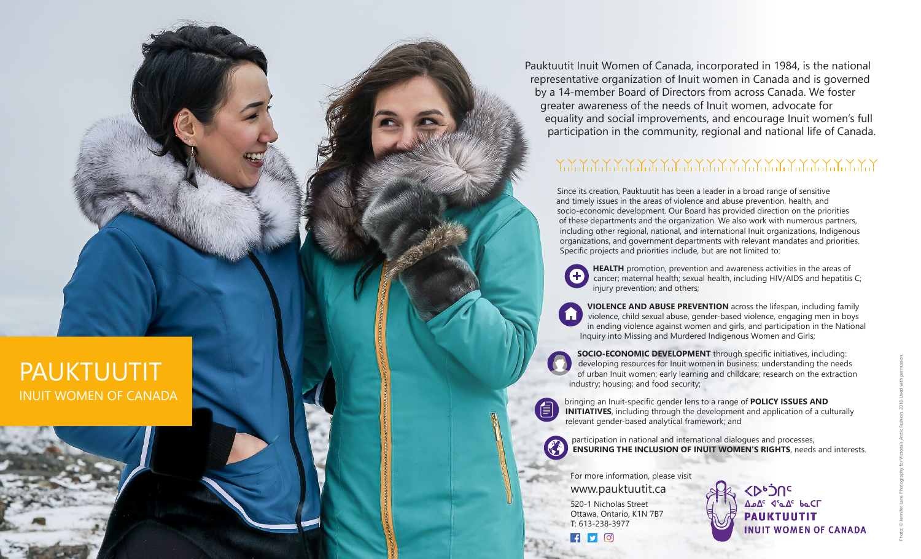# PAUKTUUTIT

## INUIT WOMEN OF CANADA

Pauktuutit Inuit Women of Canada, incorporated in 1984, is the national representative organization of Inuit women in Canada and is governed by a 14-member Board of Directors from across Canada. We foster greater awareness of the needs of Inuit women, advocate for equality and social improvements, and encourage Inuit women's full participation in the community, regional and national life of Canada.

Since its creation, Pauktuutit has been a leader in a broad range of sensitive and timely issues in the areas of violence and abuse prevention, health, and socio-economic development. Our Board has provided direction on the priorities of these departments and the organization. We also work with numerous partners, including other regional, national, and international Inuit organizations, Indigenous organizations, and government departments with relevant mandates and priorities. Specific projects and priorities include, but are not limited to:

- **HEALTH** promotion, prevention and awareness activities in the areas of cancer; maternal health; sexual health, including HIV/AIDS and hepatitis C; injury prevention; and others;
- **VIOLENCE AND ABUSE PREVENTION** across the lifespan, including family violence, child sexual abuse, gender-based violence, engaging men in boys in ending violence against women and girls, and participation in the National Inquiry into Missing and Murdered Indigenous Women and Girls;
- **SOCIO-ECONOMIC DEVELOPMENT** through specific initiatives, including: developing resources for Inuit women in business; understanding the needs of urban Inuit women; early learning and childcare; research on the extraction industry; housing; and food security;
- bringing an Inuit-specific gender lens to a range of **POLICY ISSUES AND INITIATIVES**, including through the development and application of a culturally relevant gender-based analytical framework; and
- participation in national and international dialogues and processes, **ENSURING THE INCLUSION OF INUIT WOMEN'S RIGHTS**, needs and interests.

For more information, please visit
www.pauktuutit.ca

520-1 Nicholas Street
Ottawa, Ontario, K1N 7B7
T: 613-238-3977

ᐳᐅᒃᑑᑎᑦ
ᐃᓄᐃᑦ ᐊᕐᓇᐃᑦ ᑲᓇᑕᒥ
**PAUKTUUTIT**
**INUIT WOMEN OF CANADA**

Photo: © Jennifer Lane Photography for Victoria's Arctic Fashion, 2018. Used with permission.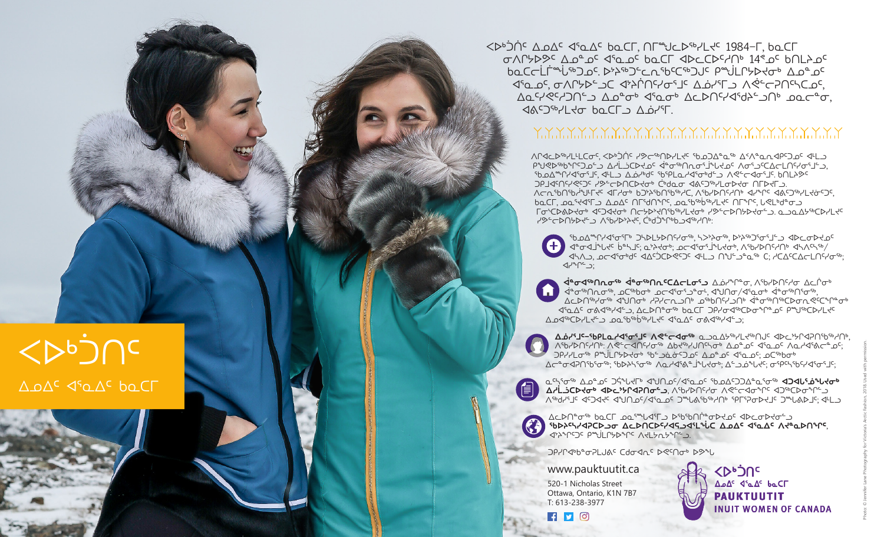ᐸᐅᒃᑑᑎᑦ ᐃᓄᐃᑦ ᐊᕐᓇᐃᑦ ᑲᓇᑕᒥ, ᑎᒥᙳᖅᑐᐅᓯᒪᔪᖅ 1984-ᒥ, ᑲᓇᑕᒥ ᓂᐱᖃᐅᑦ ᐃᓄᓐᓄᑦ ᐊᕐᓇᓄᑦ ᑲᓇᑕᒥ ᐊᐅᓚᑦᑐᐃᔨᑦ 14ᓄᑦ ᑲᑎᒪᔨᓄᑦ ᑲᓇᑕᓕᒫᖅᑯᓄᑦ. ᐅᔾᔨᕆᔾᔪᑎᖃᓕᕐᖃᑦᑕᕗᑦ ᑭᒡᒐᖅᑐᐃᔪᓂᒃ ᐃᓄᓐᓄᑦ ᐊᕐᓇᓄᑦ, ᓂᐱᖃᐅᑉᐸᓪᓗᑎ ᐊᔾᔨᒌᖏᓐᓂᕐᒧᑦ ᐃᓅᓯᕐᒥ ᐱᕙᓪᓕᕈᑎᖃᕐᓂᖅ, ᐃᓚᔮᕈᑎᓪᓗ ᐃᓄᓐᓂᒃ ᐊᕐᓇᓂᒃ ᐃᓚᐅᑎᑦᓯᐊᖁᔨᓪᓗᑎᒃ ᓄᓇᓕᓐᓂ, ᐊᕕᑦᑐᖅᓯᒪᓂ ᑲᓇᑕᒥ ᐃᓅᓯᒥ.

ᐱᕕᐊᓪᓚᑦᑐᖅᓯᒪᓕᕐᒪᑕ, ᐸᐅᒃᑑᑎᑦ ᓱᕐᕋᐃᓯᒪᔪᑦ ᖃᓄᐃᓕᖓᓂᖅ ᐃᓱᒪᒋᔭᖃᖅᑐᓂᒃ ᐊᒻᒪᓗ ᑭᒃᑯᐃᓐᓇᒧᑦ ᐃᓕᒪᓃᑦᑐᓄᑦ ᐊᓐᓄᕌᖅᑕᖃᕐᓂᖏᓐᓄᑦ ᐱᓯᑦᑐᓱᒃᑕᓕᒫᖏᓐᓄᑦ, ᖃᓄᐃᓐᓂᖅᓯᐅᕐᓂᖅᑐᑦ, ᐊᒻᒪᓗ ᐃᓅᓯᖃᕐᓗᓂ ᖄᖏᓐᓇᐅᑎᒋᓪᓗᑎᒃ ᐱᑦᔪᑎᖏᓐᓂᒃ. ᐱᑕᖃᖏᓐᓂᖅ ᑲᑎᒪᔨᑦ ᐊᓕᐊᓇᐃᑦᑐᒥᒃ ᐊᕕᑦᑐᖅᓯᒪᓂᖅ, ᑲᓇᑕᒥ ᓄᓇᕗᒻᒥ ᐃᓄᐃᑦ ᑎᒥᖁᑎᖏᑦ, ᓄᓇᖃᖅᑳᖅᓯᒪᔪᑦ ᑎᒥᖏᑦ, ᒪᓕᒋᐊᖃᖅᑐᓂ ᒥᓂᔅᑕᐅᔪᓂᒃ ᐊᑐᐃᓐᓇᐅᑎᑦᓯᕝᕕᐅᔪᓂᒃ ᓱᕐᕋᐃᑎᑦᑐᑦ, ᓇᓗᓇᐃᖅᓯᕙᓪᓕᐊᔪᑦ ᓱᕐᕋᐃᑎᑦᓯᔪᓄᑦ ᐱᔭᕇᖅᑐᑦ, ᑖᒃᑯᓂᖓᑦ ᑕᑯᔅᓴᐅᓕᖅᑐᑦ:

- ᖃᓄᐃᓐᓂᖅᓯᐅᕐᓂᖅ ᑐᕌᒐᖃᖅᑐᓂᒃ, ᓴᓇᔭᓂᒃ, ᐅᔾᔨᕆᓂᕐᓗᒃ ᐊᐅᓚᓂᖏᓐᓄᑦ ᐊᓐᓇᐅᒪᓂᖅᑕᐅᓂᕐᒧᑦ ᐊᒻᒪᓗ ᐃᓕᑕᕆᔭᐅᓗᑎᒃ ᐊᐅᓪᓚᖅᓯᒪᔪᑦ ᐃᓄᐃᑦ ᑐᓴᐅᒪᔭᐅᓂᖏᓐᓂᒃ, ᐱᓯᒪᔭᖏᓐᓂ; ᐊᓐᓄᕌᖅᑕᓂᒃ; ᓄᓇᓕᓐᓂᒃ ᐃᓄᑑᓂᕐᒥᒃ ᐊᓪᓗᖅᐸᓪᓕᐊᔪᓂᒃ ᐊᒻᒪᓗ ᑎᒍᒥᐊᖅᑕᐅᓂᖏᓐᓂᒃ ᑕ ᓯᕗᓂᖕᓂᑦ;
- ᐊᓂᖅᓴᓐᓂᒃ ᐊᓂᖅᓴᖃᕈᑎᓂᒃ ᐃᓅᓯᕐᒥᒃ, ᐱᕕᖃᖅᑎᑦᓯᓂᖅ ᐃᓚᒋᔭᖏᑦ ᐊᓂᖅᓴᖃᕐᓂᒃᑯᑦ, ᓄᓇᓕᓐᓂᒃ ᐃᓕᓐᓂᐊᕐᓂᒃ, ᐊᑦᔨᒌᖏᓐᓂᕐᒧᑦ ᐊᑐᐊᒐᓕᐊᕈᑎᓂᒃ, ᐃᓚᐅᔪᓐᓇᕐᓂᖏᓐᓂᒃ ᓴᐳᔾᔨᓂᕐᒧᑦ ᓂᕆᔭᕆᓂᓕᒫᖅᑕᐅᓂᕐᒧᑦ ᐊᐃᑉᐸᕆᔭᐅᓂᕐᒥᒃ ᐊᕐᓇᐃᑦ ᓂᕿᒃᓴᖃᕐᓂᖓᓐᓂ, ᐃᓚᐅᑎᑕᐅᓂᖅ ᑲᓇᑕᒥ ᑐᑭᓯᒪᓂᖅ ᐃᓄᐃᑦ ᐊᕐᓇᐃᑦ ᓂᕿᒃᓴᖏᓐᓄᑦ;
- **ᐃᓅᓯᕐᒧᑦ ᖃᐅᔨᒪᓂᕐᒧᑦ ᐱᕙᓪᓕᐊᑎᑦᓯᓂᖅ** ᓇᓗᓇᐃᖅᓯᓂᖅ ᐊᐃᑉᐸᕆᔭᐅᓂᖅ, ᐊᑑᑎᔭᐅᓂᖅ: ᐱᕙᓪᓕᐊᑎᑦᓯᓂᖅ ᐃᓄᓐᓄᑦ ᐊᕐᓇᓄᑦ ᐃᓄᓯᕐᒥᒃ ᐊᓯᔾᔨᖅᑎᑦᓯᓂᖅ ᑐᕌᒐᖃᖅᑐᓂᒃ ᓄᓇᓕᓐᓂ; ᐃᓚᒋᔭᖏᓐᓂᒃ ᐃᓄᓐᓄᑦ ᐊᕐᓇᓄᑦ; ᓄᓇᓕᓐᓂᒃ ᐃᓕᓐᓂᐊᕐᓂᒃ; ᐃᓕᓐᓂᐊᖅᑎᓄᑦ ᐱᔪᓐᓇᐅᑎᓂᒃ; ᓂᕿᑦᓴᖃᕐᓂᒃ;
- ᓇᓗᓇᐃᖅᓯᓂᖅ ᐃᓄᓐᓄᑦ ᑐᑭᓯᓂᕐᒥᒃ ᐊᑐᐊᒐᓂ/ᐊᕐᓇᓄᑦ ᖃᐅᔨᓴᕐᓂᕐᒥᒃ **ᐊᑐᐊᒐᓕᐅᕐᓂᕐᒧᑦ ᐃᓕᓐᓂᐊᕐᓂᕐᒧᑦ ᐊᐅᓚᑦᑎᓂᕐᒥᒃ**, ᐱᕙᓪᓕᐊᑎᑦᓯᓂᖅ ᐊᐃᑉᐸᕆᔭᐅᓂᖅ ᐊᑐᕈᓐᓇᐅᑎᓂᒃ ᐊᒻᒪᓗ ᐃᓄᓐᓂᒃ ᐊᕐᓇᓂᒃ ᑐᑭᓯᐅᒪᓂᖅ ᓴᐳᔾᔨᓂᕐᒧᑦ ᑐᑭᓯᐅᒪᔪᑦ; ᐊᒻᒪᓗ
- ᐊᑦᔨᒌᖏᓐᓂᖅ ᑲᓇᑕᒥ ᓄᓇᖃᖅᑳᖅᓯᒪᔪᓂᒃ ᐅᖃᐅᓯᖃᕐᓂᖅ ᐊᐅᓚᑦᑎᓂᕐᒧᑦ **ᖃᐅᔨᓴᖅᑕᐅᓯᒪᔪᓂᒃ ᐊᑦᔨᒌᖏᓐᓂᖅ ᐊᑐᐃᓐᓇᐅᑎᑦᓯᓂᕐᒥᒃ ᐃᓄᐃᑦ ᐊᕐᓇᐃᑦ ᐱᔪᓐᓇᐅᑎᖏᑦ**, ᐊᔾᔨᒌᖏᓐᓂᖅ ᑭᒡᒐᖅᑐᐃᓂᖅ ᐱᓕᕆᐊᕆᓂᖏᓐᓂᒃ.

ᑐᓴᕐᓂᖃᕐᓂᒧᑦ ᑕᑯᓂᐊᖅᑕᑦ ᐅᕙᓂ ᐅᐸᒃᓗ

www.pauktuutit.ca

520-1 Nicholas Street
Ottawa, Ontario, K1N 7B7
T: 613-238-3977

ᐸᐅᒃᑑᑎᑦ
ᐃᓄᐃᑦ ᐊᕐᓇᐃᑦ ᑲᓇᑕᒥ
PAUKTUUTIT
INUIT WOMEN OF CANADA

ᐸᐅᒃᑑᑎᑦ
ᐃᓄᐃᑦ ᐊᕐᓇᐃᑦ ᑲᓇᑕᒥ

Photo: © Jennifer Lane Photography for Victoria's Arctic Fashion, 2018. Used with permission.